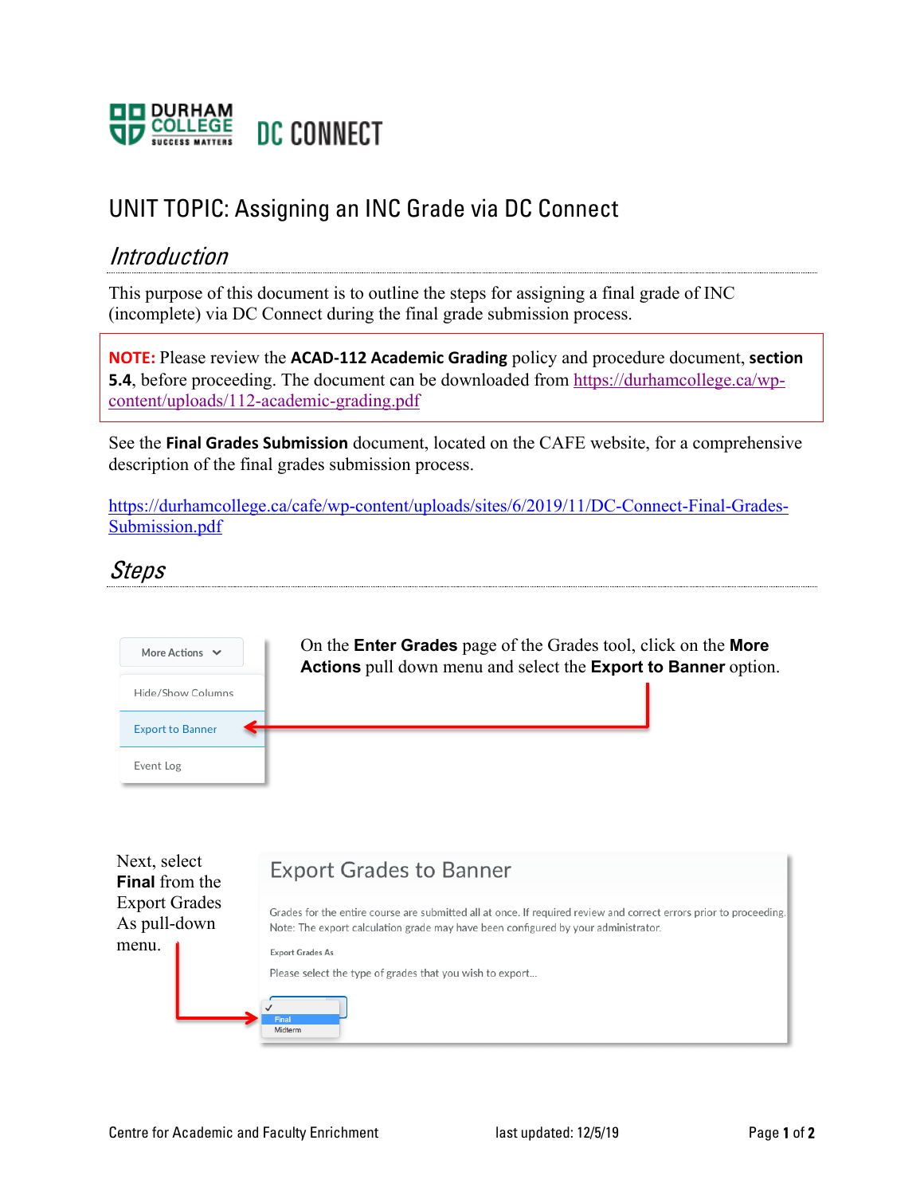# UNIT TOPIC: Assigning an INC Grade via DC Connect

## *Introduction*

This purpose of this document is to outline the steps for assigning a final grade of INC (incomplete) via DC Connect during the final grade submission process.

**NOTE:** Please review the **ACAD-112 Academic Grading** policy and procedure document, **section 5.4**, before proceeding. The document can be downloaded from https://durhamcollege.ca/wp-content/uploads/112-academic-grading.pdf

See the **Final Grades Submission** document, located on the CAFE website, for a comprehensive description of the final grades submission process.

https://durhamcollege.ca/cafe/wp-content/uploads/sites/6/2019/11/DC-Connect-Final-Grades-Submission.pdf

## *Steps*

On the **Enter Grades** page of the Grades tool, click on the **More Actions** pull down menu and select the **Export to Banner** option.

Next, select **Final** from the Export Grades As pull-down menu.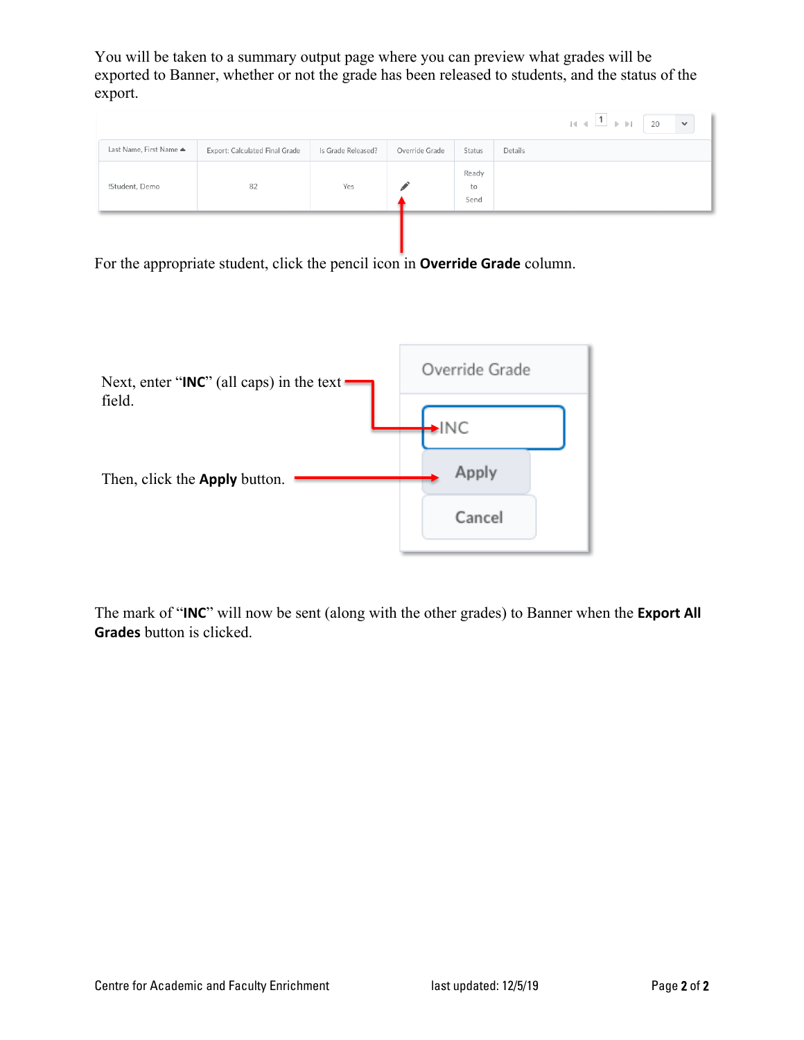You will be taken to a summary output page where you can preview what grades will be exported to Banner, whether or not the grade has been released to students, and the status of the export.

| Last Name, First Name | Export: Calculated Final Grade | Is Grade Released? | Override Grade | Status | Details |
| --- | --- | --- | --- | --- | --- |
| !Student, Demo | 82 | Yes | | Ready to Send | |

For the appropriate student, click the pencil icon in **Override Grade** column.

Next, enter "**INC**" (all caps) in the text field.

Then, click the **Apply** button.

Override Grade

INC

Apply

Cancel

The mark of "**INC**" will now be sent (along with the other grades) to Banner when the **Export All Grades** button is clicked.